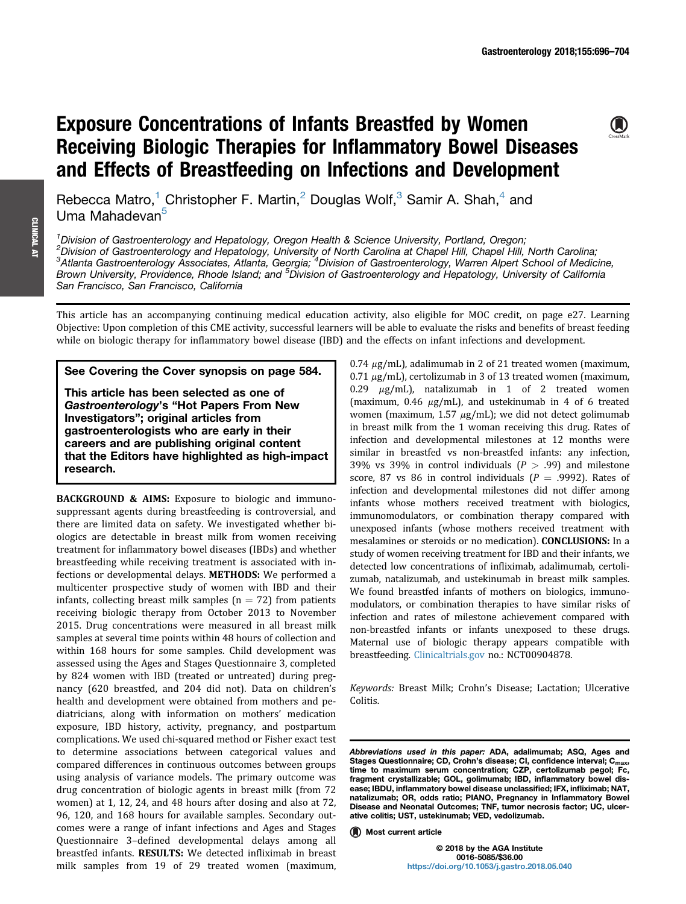# Exposure Concentrations of Infants Breastfed by Women Receiving Biologic Therapies for Inflammatory Bowel Diseases and Effects of Breastfeeding on Infections and Development

Rebecca Matro,[1] Christopher F. Martin,[2] Douglas Wolf,[3] Samir A. Shah,[4] and Uma Mahadevan[5]

[1]Division of Gastroenterology and Hepatology, Oregon Health & Science University, Portland, Oregon; [2]Division of Gastroenterology and Hepatology, University of North Carolina at Chapel Hill, Chapel Hill, North Carolina; [3]Atlanta Gastroenterology Associates, Atlanta, Georgia; [4]Division of Gastroenterology, Warren Alpert School of Medicine, Brown University, Providence, Rhode Island; and [5]Division of Gastroenterology and Hepatology, University of California San Francisco, San Francisco, California

This article has an accompanying continuing medical education activity, also eligible for MOC credit, on page e27. Learning Objective: Upon completion of this CME activity, successful learners will be able to evaluate the risks and benefits of breast feeding while on biologic therapy for inflammatory bowel disease (IBD) and the effects on infant infections and development.

**See Covering the Cover synopsis on page 584.**

**This article has been selected as one of *Gastroenterology*'s "Hot Papers From New Investigators"; original articles from gastroenterologists who are early in their careers and are publishing original content that the Editors have highlighted as high-impact research.**

**BACKGROUND & AIMS:** Exposure to biologic and immunosuppressant agents during breastfeeding is controversial, and there are limited data on safety. We investigated whether biologics are detectable in breast milk from women receiving treatment for inflammatory bowel diseases (IBDs) and whether breastfeeding while receiving treatment is associated with infections or developmental delays. **METHODS:** We performed a multicenter prospective study of women with IBD and their infants, collecting breast milk samples (n = 72) from patients receiving biologic therapy from October 2013 to November 2015. Drug concentrations were measured in all breast milk samples at several time points within 48 hours of collection and within 168 hours for some samples. Child development was assessed using the Ages and Stages Questionnaire 3, completed by 824 women with IBD (treated or untreated) during pregnancy (620 breastfed, and 204 did not). Data on children's health and development were obtained from mothers and pediatricians, along with information on mothers' medication exposure, IBD history, activity, pregnancy, and postpartum complications. We used chi-squared method or Fisher exact test to determine associations between categorical values and compared differences in continuous outcomes between groups using analysis of variance models. The primary outcome was drug concentration of biologic agents in breast milk (from 72 women) at 1, 12, 24, and 48 hours after dosing and also at 72, 96, 120, and 168 hours for available samples. Secondary outcomes were a range of infant infections and Ages and Stages Questionnaire 3–defined developmental delays among all breastfed infants. **RESULTS:** We detected infliximab in breast milk samples from 19 of 29 treated women (maximum, 0.74 $\mu$g/mL), adalimumab in 2 of 21 treated women (maximum, 0.71 $\mu$g/mL), certolizumab in 3 of 13 treated women (maximum, 0.29 $\mu$g/mL), natalizumab in 1 of 2 treated women (maximum, 0.46 $\mu$g/mL), and ustekinumab in 4 of 6 treated women (maximum, 1.57 $\mu$g/mL); we did not detect golimumab in breast milk from the 1 woman receiving this drug. Rates of infection and developmental milestones at 12 months were similar in breastfed vs non-breastfed infants: any infection, 39% vs 39% in control individuals ($P > .99$) and milestone score, 87 vs 86 in control individuals ($P = .9992$). Rates of infection and developmental milestones did not differ among infants whose mothers received treatment with biologics, immunomodulators, or combination therapy compared with unexposed infants (whose mothers received treatment with mesalamines or steroids or no medication). **CONCLUSIONS:** In a study of women receiving treatment for IBD and their infants, we detected low concentrations of infliximab, adalimumab, certolizumab, natalizumab, and ustekinumab in breast milk samples. We found breastfed infants of mothers on biologics, immunomodulators, or combination therapies to have similar risks of infection and rates of milestone achievement compared with non-breastfed infants or infants unexposed to these drugs. Maternal use of biologic therapy appears compatible with breastfeeding. Clinicaltrials.gov no.: NCT00904878.

*Keywords:* Breast Milk; Crohn's Disease; Lactation; Ulcerative Colitis.

*Abbreviations used in this paper:* ADA, adalimumab; ASQ, Ages and Stages Questionnaire; CD, Crohn's disease; CI, confidence interval; $C_{max}$, time to maximum serum concentration; CZP, certolizumab pegol; Fc, fragment crystallizable; GOL, golimumab; IBD, inflammatory bowel disease; IBDU, inflammatory bowel disease unclassified; IFX, infliximab; NAT, natalizumab; OR, odds ratio; PIANO, Pregnancy in Inflammatory Bowel Disease and Neonatal Outcomes; TNF, tumor necrosis factor; UC, ulcerative colitis; UST, ustekinumab; VED, vedolizumab.

Most current article

© 2018 by the AGA Institute
0016-5085/$36.00
https://doi.org/10.1053/j.gastro.2018.05.040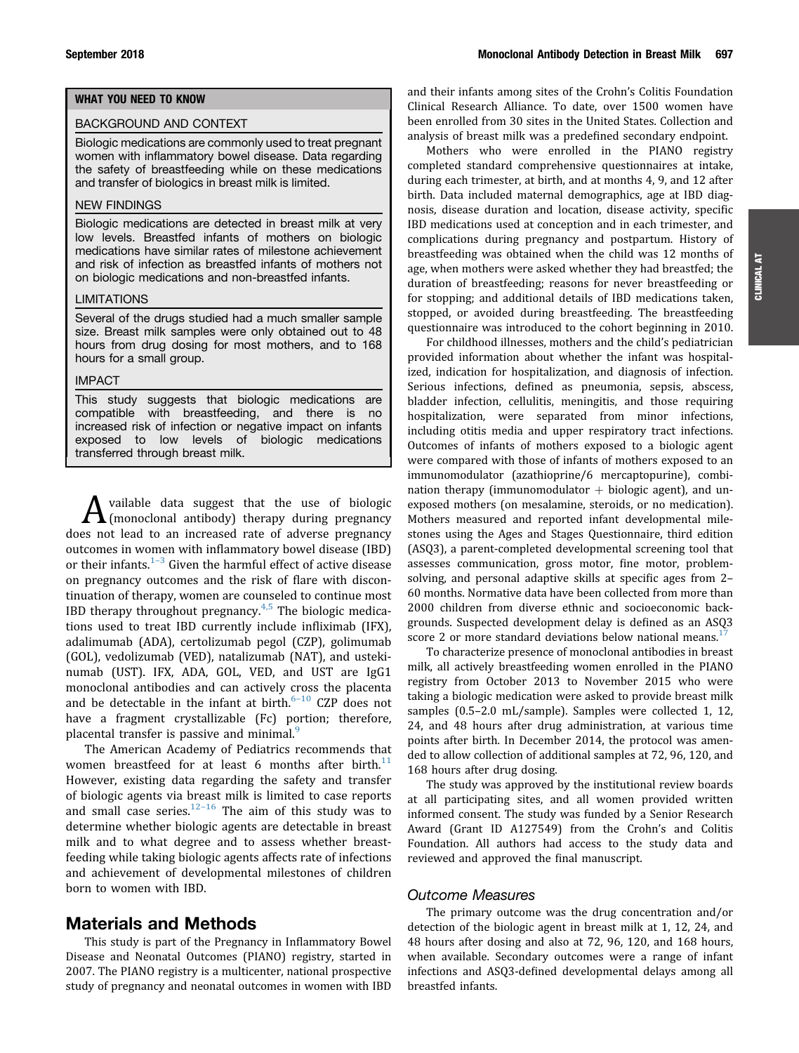## WHAT YOU NEED TO KNOW

### BACKGROUND AND CONTEXT

Biologic medications are commonly used to treat pregnant women with inflammatory bowel disease. Data regarding the safety of breastfeeding while on these medications and transfer of biologics in breast milk is limited.

### NEW FINDINGS

Biologic medications are detected in breast milk at very low levels. Breastfed infants of mothers on biologic medications have similar rates of milestone achievement and risk of infection as breastfed infants of mothers not on biologic medications and non-breastfed infants.

### LIMITATIONS

Several of the drugs studied had a much smaller sample size. Breast milk samples were only obtained out to 48 hours from drug dosing for most mothers, and to 168 hours for a small group.

### IMPACT

This study suggests that biologic medications are compatible with breastfeeding, and there is no increased risk of infection or negative impact on infants exposed to low levels of biologic medications transferred through breast milk.

Available data suggest that the use of biologic (monoclonal antibody) therapy during pregnancy does not lead to an increased rate of adverse pregnancy outcomes in women with inflammatory bowel disease (IBD) or their infants.[1–3] Given the harmful effect of active disease on pregnancy outcomes and the risk of flare with discontinuation of therapy, women are counseled to continue most IBD therapy throughout pregnancy.[4,5] The biologic medications used to treat IBD currently include infliximab (IFX), adalimumab (ADA), certolizumab pegol (CZP), golimumab (GOL), vedolizumab (VED), natalizumab (NAT), and ustekinumab (UST). IFX, ADA, GOL, VED, and UST are IgG1 monoclonal antibodies and can actively cross the placenta and be detectable in the infant at birth.[6–10] CZP does not have a fragment crystallizable (Fc) portion; therefore, placental transfer is passive and minimal.[9]

The American Academy of Pediatrics recommends that women breastfeed for at least 6 months after birth.[11] However, existing data regarding the safety and transfer of biologic agents via breast milk is limited to case reports and small case series.[12–16] The aim of this study was to determine whether biologic agents are detectable in breast milk and to what degree and to assess whether breastfeeding while taking biologic agents affects rate of infections and achievement of developmental milestones of children born to women with IBD.

## Materials and Methods

This study is part of the Pregnancy in Inflammatory Bowel Disease and Neonatal Outcomes (PIANO) registry, started in 2007. The PIANO registry is a multicenter, national prospective study of pregnancy and neonatal outcomes in women with IBD and their infants among sites of the Crohn's Colitis Foundation Clinical Research Alliance. To date, over 1500 women have been enrolled from 30 sites in the United States. Collection and analysis of breast milk was a predefined secondary endpoint.

Mothers who were enrolled in the PIANO registry completed standard comprehensive questionnaires at intake, during each trimester, at birth, and at months 4, 9, and 12 after birth. Data included maternal demographics, age at IBD diagnosis, disease duration and location, disease activity, specific IBD medications used at conception and in each trimester, and complications during pregnancy and postpartum. History of breastfeeding was obtained when the child was 12 months of age, when mothers were asked whether they had breastfed; the duration of breastfeeding; reasons for never breastfeeding or for stopping; and additional details of IBD medications taken, stopped, or avoided during breastfeeding. The breastfeeding questionnaire was introduced to the cohort beginning in 2010.

For childhood illnesses, mothers and the child's pediatrician provided information about whether the infant was hospitalized, indication for hospitalization, and diagnosis of infection. Serious infections, defined as pneumonia, sepsis, abscess, bladder infection, cellulitis, meningitis, and those requiring hospitalization, were separated from minor infections, including otitis media and upper respiratory tract infections. Outcomes of infants of mothers exposed to a biologic agent were compared with those of infants of mothers exposed to an immunomodulator (azathioprine/6 mercaptopurine), combination therapy (immunomodulator + biologic agent), and unexposed mothers (on mesalamine, steroids, or no medication). Mothers measured and reported infant developmental milestones using the Ages and Stages Questionnaire, third edition (ASQ3), a parent-completed developmental screening tool that assesses communication, gross motor, fine motor, problem-solving, and personal adaptive skills at specific ages from 2–60 months. Normative data have been collected from more than 2000 children from diverse ethnic and socioeconomic backgrounds. Suspected development delay is defined as an ASQ3 score 2 or more standard deviations below national means.[17]

To characterize presence of monoclonal antibodies in breast milk, all actively breastfeeding women enrolled in the PIANO registry from October 2013 to November 2015 who were taking a biologic medication were asked to provide breast milk samples (0.5–2.0 mL/sample). Samples were collected 1, 12, 24, and 48 hours after drug administration, at various time points after birth. In December 2014, the protocol was amended to allow collection of additional samples at 72, 96, 120, and 168 hours after drug dosing.

The study was approved by the institutional review boards at all participating sites, and all women provided written informed consent. The study was funded by a Senior Research Award (Grant ID A127549) from the Crohn's and Colitis Foundation. All authors had access to the study data and reviewed and approved the final manuscript.

### Outcome Measures

The primary outcome was the drug concentration and/or detection of the biologic agent in breast milk at 1, 12, 24, and 48 hours after dosing and also at 72, 96, 120, and 168 hours, when available. Secondary outcomes were a range of infant infections and ASQ3-defined developmental delays among all breastfed infants.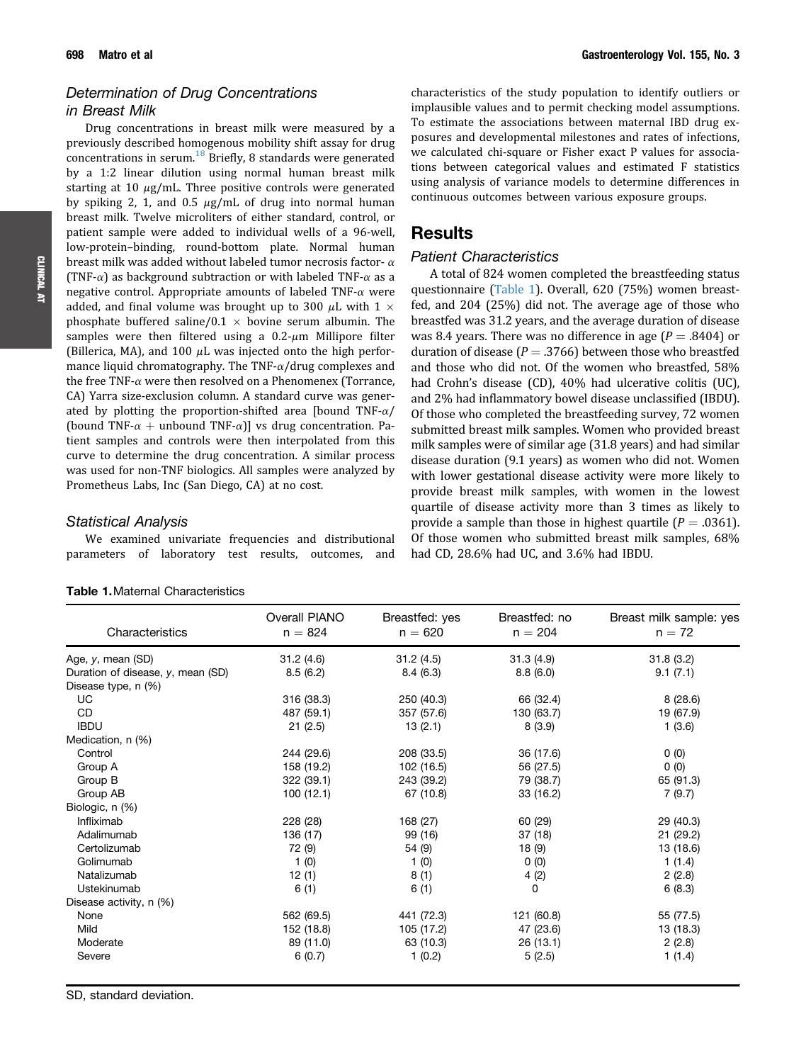### Determination of Drug Concentrations in Breast Milk

Drug concentrations in breast milk were measured by a previously described homogenous mobility shift assay for drug concentrations in serum.[18] Briefly, 8 standards were generated by a 1:2 linear dilution using normal human breast milk starting at 10 $\mu$g/mL. Three positive controls were generated by spiking 2, 1, and 0.5 $\mu$g/mL of drug into normal human breast milk. Twelve microliters of either standard, control, or patient sample were added to individual wells of a 96-well, low-protein–binding, round-bottom plate. Normal human breast milk was added without labeled tumor necrosis factor-$\alpha$ (TNF-$\alpha$) as background subtraction or with labeled TNF-$\alpha$ as a negative control. Appropriate amounts of labeled TNF-$\alpha$ were added, and final volume was brought up to 300 $\mu$L with 1 $\times$ phosphate buffered saline/0.1 $\times$ bovine serum albumin. The samples were then filtered using a 0.2-$\mu$m Millipore filter (Billerica, MA), and 100 $\mu$L was injected onto the high performance liquid chromatography. The TNF-$\alpha$/drug complexes and the free TNF-$\alpha$ were then resolved on a Phenomenex (Torrance, CA) Yarra size-exclusion column. A standard curve was generated by plotting the proportion-shifted area [bound TNF-$\alpha$/(bound TNF-$\alpha$ + unbound TNF-$\alpha$)] vs drug concentration. Patient samples and controls were then interpolated from this curve to determine the drug concentration. A similar process was used for non-TNF biologics. All samples were analyzed by Prometheus Labs, Inc (San Diego, CA) at no cost.

### Statistical Analysis

We examined univariate frequencies and distributional parameters of laboratory test results, outcomes, and characteristics of the study population to identify outliers or implausible values and to permit checking model assumptions. To estimate the associations between maternal IBD drug exposures and developmental milestones and rates of infections, we calculated chi-square or Fisher exact P values for associations between categorical values and estimated F statistics using analysis of variance models to determine differences in continuous outcomes between various exposure groups.

## Results

### Patient Characteristics

A total of 824 women completed the breastfeeding status questionnaire (Table 1). Overall, 620 (75%) women breastfed, and 204 (25%) did not. The average age of those who breastfed was 31.2 years, and the average duration of disease was 8.4 years. There was no difference in age ($P = .8404$) or duration of disease ($P = .3766$) between those who breastfed and those who did not. Of the women who breastfed, 58% had Crohn's disease (CD), 40% had ulcerative colitis (UC), and 2% had inflammatory bowel disease unclassified (IBDU). Of those who completed the breastfeeding survey, 72 women submitted breast milk samples. Women who provided breast milk samples were of similar age (31.8 years) and had similar disease duration (9.1 years) as women who did not. Women with lower gestational disease activity were more likely to provide breast milk samples, with women in the lowest quartile of disease activity more than 3 times as likely to provide a sample than those in highest quartile ($P = .0361$). Of those women who submitted breast milk samples, 68% had CD, 28.6% had UC, and 3.6% had IBDU.

**Table 1.** Maternal Characteristics

| Characteristics | Overall PIANO n = 824 | Breastfed: yes n = 620 | Breastfed: no n = 204 | Breast milk sample: yes n = 72 |
|---|---|---|---|---|
| Age, *y*, mean (SD) | 31.2 (4.6) | 31.2 (4.5) | 31.3 (4.9) | 31.8 (3.2) |
| Duration of disease, *y*, mean (SD) | 8.5 (6.2) | 8.4 (6.3) | 8.8 (6.0) | 9.1 (7.1) |
| Disease type, n (%) | | | | |
| UC | 316 (38.3) | 250 (40.3) | 66 (32.4) | 8 (28.6) |
| CD | 487 (59.1) | 357 (57.6) | 130 (63.7) | 19 (67.9) |
| IBDU | 21 (2.5) | 13 (2.1) | 8 (3.9) | 1 (3.6) |
| Medication, n (%) | | | | |
| Control | 244 (29.6) | 208 (33.5) | 36 (17.6) | 0 (0) |
| Group A | 158 (19.2) | 102 (16.5) | 56 (27.5) | 0 (0) |
| Group B | 322 (39.1) | 243 (39.2) | 79 (38.7) | 65 (91.3) |
| Group AB | 100 (12.1) | 67 (10.8) | 33 (16.2) | 7 (9.7) |
| Biologic, n (%) | | | | |
| Infliximab | 228 (28) | 168 (27) | 60 (29) | 29 (40.3) |
| Adalimumab | 136 (17) | 99 (16) | 37 (18) | 21 (29.2) |
| Certolizumab | 72 (9) | 54 (9) | 18 (9) | 13 (18.6) |
| Golimumab | 1 (0) | 1 (0) | 0 (0) | 1 (1.4) |
| Natalizumab | 12 (1) | 8 (1) | 4 (2) | 2 (2.8) |
| Ustekinumab | 6 (1) | 6 (1) | 0 | 6 (8.3) |
| Disease activity, n (%) | | | | |
| None | 562 (69.5) | 441 (72.3) | 121 (60.8) | 55 (77.5) |
| Mild | 152 (18.8) | 105 (17.2) | 47 (23.6) | 13 (18.3) |
| Moderate | 89 (11.0) | 63 (10.3) | 26 (13.1) | 2 (2.8) |
| Severe | 6 (0.7) | 1 (0.2) | 5 (2.5) | 1 (1.4) |

SD, standard deviation.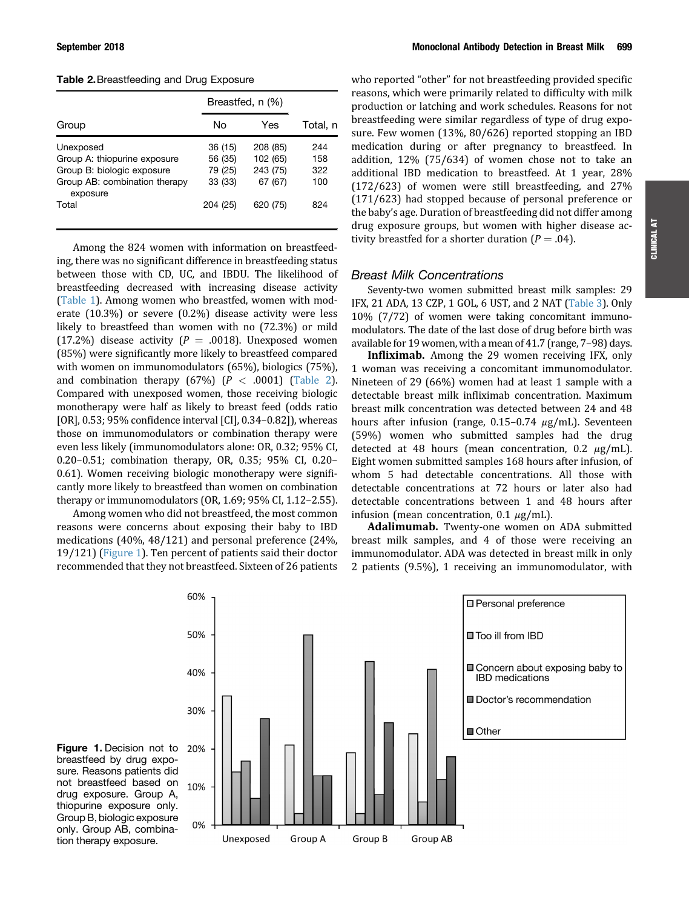**Table 2.** Breastfeeding and Drug Exposure

| Group | Breastfed, n (%) | | Total, n |
|---|---|---|---|
| | No | Yes | |
| Unexposed | 36 (15) | 208 (85) | 244 |
| Group A: thiopurine exposure | 56 (35) | 102 (65) | 158 |
| Group B: biologic exposure | 79 (25) | 243 (75) | 322 |
| Group AB: combination therapy exposure | 33 (33) | 67 (67) | 100 |
| Total | 204 (25) | 620 (75) | 824 |

Among the 824 women with information on breastfeeding, there was no significant difference in breastfeeding status between those with CD, UC, and IBDU. The likelihood of breastfeeding decreased with increasing disease activity (Table 1). Among women who breastfed, women with moderate (10.3%) or severe (0.2%) disease activity were less likely to breastfeed than women with no (72.3%) or mild (17.2%) disease activity ($P = .0018$). Unexposed women (85%) were significantly more likely to breastfeed compared with women on immunomodulators (65%), biologics (75%), and combination therapy (67%) ($P < .0001$) (Table 2). Compared with unexposed women, those receiving biologic monotherapy were half as likely to breast feed (odds ratio [OR], 0.53; 95% confidence interval [CI], 0.34–0.82]), whereas those on immunomodulators or combination therapy were even less likely (immunomodulators alone: OR, 0.32; 95% CI, 0.20–0.51; combination therapy, OR, 0.35; 95% CI, 0.20–0.61). Women receiving biologic monotherapy were significantly more likely to breastfeed than women on combination therapy or immunomodulators (OR, 1.69; 95% CI, 1.12–2.55).

Among women who did not breastfeed, the most common reasons were concerns about exposing their baby to IBD medications (40%, 48/121) and personal preference (24%, 19/121) (Figure 1). Ten percent of patients said their doctor recommended that they not breastfeed. Sixteen of 26 patients who reported "other" for not breastfeeding provided specific reasons, which were primarily related to difficulty with milk production or latching and work schedules. Reasons for not breastfeeding were similar regardless of type of drug exposure. Few women (13%, 80/626) reported stopping an IBD medication during or after pregnancy to breastfeed. In addition, 12% (75/634) of women chose not to take an additional IBD medication to breastfeed. At 1 year, 28% (172/623) of women were still breastfeeding, and 27% (171/623) had stopped because of personal preference or the baby's age. Duration of breastfeeding did not differ among drug exposure groups, but women with higher disease activity breastfed for a shorter duration ($P = .04$).

### Breast Milk Concentrations

Seventy-two women submitted breast milk samples: 29 IFX, 21 ADA, 13 CZP, 1 GOL, 6 UST, and 2 NAT (Table 3). Only 10% (7/72) of women were taking concomitant immunomodulators. The date of the last dose of drug before birth was available for 19 women, with a mean of 41.7 (range, 7–98) days.

**Infliximab.** Among the 29 women receiving IFX, only 1 woman was receiving a concomitant immunomodulator. Nineteen of 29 (66%) women had at least 1 sample with a detectable breast milk infliximab concentration. Maximum breast milk concentration was detected between 24 and 48 hours after infusion (range, 0.15–0.74 μg/mL). Seventeen (59%) women who submitted samples had the drug detected at 48 hours (mean concentration, 0.2 μg/mL). Eight women submitted samples 168 hours after infusion, of whom 5 had detectable concentrations. All those with detectable concentrations at 72 hours or later also had detectable concentrations between 1 and 48 hours after infusion (mean concentration, 0.1 μg/mL).

**Adalimumab.** Twenty-one women on ADA submitted breast milk samples, and 4 of those were receiving an immunomodulator. ADA was detected in breast milk in only 2 patients (9.5%), 1 receiving an immunomodulator, with

**Figure 1.** Decision not to breastfeed by drug exposure. Reasons patients did not breastfeed based on drug exposure. Group A, thiopurine exposure only. Group B, biologic exposure only. Group AB, combination therapy exposure.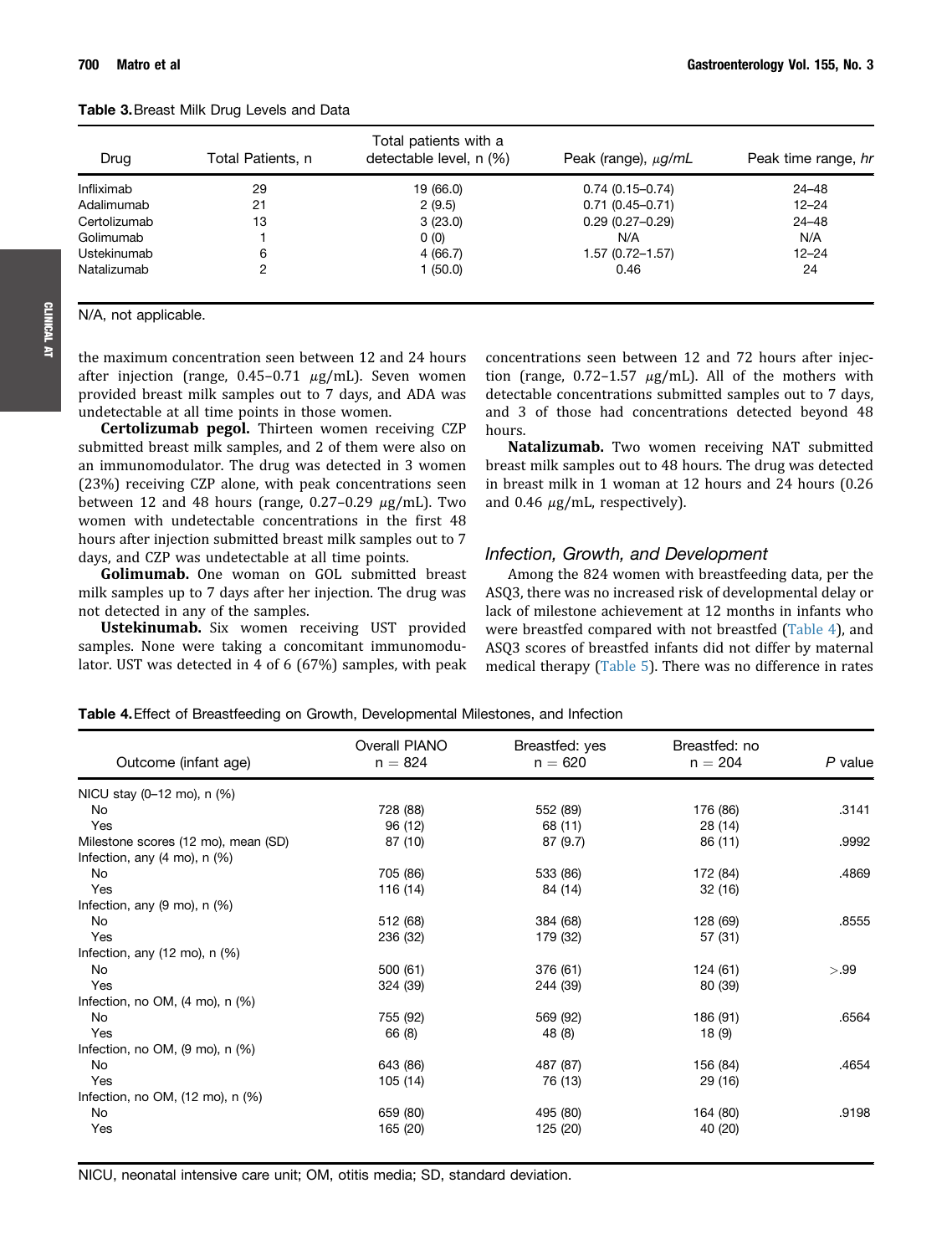**Table 3.** Breast Milk Drug Levels and Data

| Drug | Total Patients, n | Total patients with a detectable level, n (%) | Peak (range), μg/mL | Peak time range, hr |
| --- | --- | --- | --- | --- |
| Infliximab | 29 | 19 (66.0) | 0.74 (0.15–0.74) | 24–48 |
| Adalimumab | 21 | 2 (9.5) | 0.71 (0.45–0.71) | 12–24 |
| Certolizumab | 13 | 3 (23.0) | 0.29 (0.27–0.29) | 24–48 |
| Golimumab | 1 | 0 (0) | N/A | N/A |
| Ustekinumab | 6 | 4 (66.7) | 1.57 (0.72–1.57) | 12–24 |
| Natalizumab | 2 | 1 (50.0) | 0.46 | 24 |

N/A, not applicable.

the maximum concentration seen between 12 and 24 hours after injection (range, 0.45–0.71 μg/mL). Seven women provided breast milk samples out to 7 days, and ADA was undetectable at all time points in those women.

**Certolizumab pegol.** Thirteen women receiving CZP submitted breast milk samples, and 2 of them were also on an immunomodulator. The drug was detected in 3 women (23%) receiving CZP alone, with peak concentrations seen between 12 and 48 hours (range, 0.27–0.29 μg/mL). Two women with undetectable concentrations in the first 48 hours after injection submitted breast milk samples out to 7 days, and CZP was undetectable at all time points.

**Golimumab.** One woman on GOL submitted breast milk samples up to 7 days after her injection. The drug was not detected in any of the samples.

**Ustekinumab.** Six women receiving UST provided samples. None were taking a concomitant immunomodulator. UST was detected in 4 of 6 (67%) samples, with peak concentrations seen between 12 and 72 hours after injection (range, 0.72–1.57 μg/mL). All of the mothers with detectable concentrations submitted samples out to 7 days, and 3 of those had concentrations detected beyond 48 hours.

**Natalizumab.** Two women receiving NAT submitted breast milk samples out to 48 hours. The drug was detected in breast milk in 1 woman at 12 hours and 24 hours (0.26 and 0.46 μg/mL, respectively).

### Infection, Growth, and Development

Among the 824 women with breastfeeding data, per the ASQ3, there was no increased risk of developmental delay or lack of milestone achievement at 12 months in infants who were breastfed compared with not breastfed (Table 4), and ASQ3 scores of breastfed infants did not differ by maternal medical therapy (Table 5). There was no difference in rates

**Table 4.** Effect of Breastfeeding on Growth, Developmental Milestones, and Infection

| Outcome (infant age) | Overall PIANO n = 824 | Breastfed: yes n = 620 | Breastfed: no n = 204 | P value |
| --- | --- | --- | --- | --- |
| NICU stay (0–12 mo), n (%) | | | | |
| No | 728 (88) | 552 (89) | 176 (86) | .3141 |
| Yes | 96 (12) | 68 (11) | 28 (14) | |
| Milestone scores (12 mo), mean (SD) | 87 (10) | 87 (9.7) | 86 (11) | .9992 |
| Infection, any (4 mo), n (%) | | | | |
| No | 705 (86) | 533 (86) | 172 (84) | .4869 |
| Yes | 116 (14) | 84 (14) | 32 (16) | |
| Infection, any (9 mo), n (%) | | | | |
| No | 512 (68) | 384 (68) | 128 (69) | .8555 |
| Yes | 236 (32) | 179 (32) | 57 (31) | |
| Infection, any (12 mo), n (%) | | | | |
| No | 500 (61) | 376 (61) | 124 (61) | >.99 |
| Yes | 324 (39) | 244 (39) | 80 (39) | |
| Infection, no OM, (4 mo), n (%) | | | | |
| No | 755 (92) | 569 (92) | 186 (91) | .6564 |
| Yes | 66 (8) | 48 (8) | 18 (9) | |
| Infection, no OM, (9 mo), n (%) | | | | |
| No | 643 (86) | 487 (87) | 156 (84) | .4654 |
| Yes | 105 (14) | 76 (13) | 29 (16) | |
| Infection, no OM, (12 mo), n (%) | | | | |
| No | 659 (80) | 495 (80) | 164 (80) | .9198 |
| Yes | 165 (20) | 125 (20) | 40 (20) | |

NICU, neonatal intensive care unit; OM, otitis media; SD, standard deviation.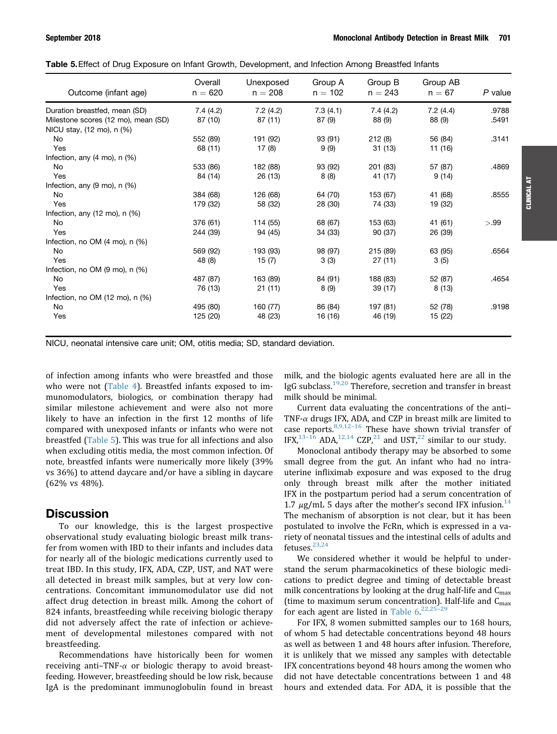**Table 5.** Effect of Drug Exposure on Infant Growth, Development, and Infection Among Breastfed Infants

| Outcome (infant age) | Overall n = 620 | Unexposed n = 208 | Group A n = 102 | Group B n = 243 | Group AB n = 67 | P value |
|---|---|---|---|---|---|---|
| Duration breastfed, mean (SD) | 7.4 (4.2) | 7.2 (4.2) | 7.3 (4.1) | 7.4 (4.2) | 7.2 (4.4) | .9788 |
| Milestone scores (12 mo), mean (SD) | 87 (10) | 87 (11) | 87 (9) | 88 (9) | 88 (9) | .5491 |
| NICU stay, (12 mo), n (%) | | | | | | |
| No | 552 (89) | 191 (92) | 93 (91) | 212 (8) | 56 (84) | .3141 |
| Yes | 68 (11) | 17 (8) | 9 (9) | 31 (13) | 11 (16) | |
| Infection, any (4 mo), n (%) | | | | | | |
| No | 533 (86) | 182 (88) | 93 (92) | 201 (83) | 57 (87) | .4869 |
| Yes | 84 (14) | 26 (13) | 8 (8) | 41 (17) | 9 (14) | |
| Infection, any (9 mo), n (%) | | | | | | |
| No | 384 (68) | 126 (68) | 64 (70) | 153 (67) | 41 (68) | .8555 |
| Yes | 179 (32) | 58 (32) | 28 (30) | 74 (33) | 19 (32) | |
| Infection, any (12 mo), n (%) | | | | | | |
| No | 376 (61) | 114 (55) | 68 (67) | 153 (63) | 41 (61) | >.99 |
| Yes | 244 (39) | 94 (45) | 34 (33) | 90 (37) | 26 (39) | |
| Infection, no OM (4 mo), n (%) | | | | | | |
| No | 569 (92) | 193 (93) | 98 (97) | 215 (89) | 63 (95) | .6564 |
| Yes | 48 (8) | 15 (7) | 3 (3) | 27 (11) | 3 (5) | |
| Infection, no OM (9 mo), n (%) | | | | | | |
| No | 487 (87) | 163 (89) | 84 (91) | 188 (83) | 52 (87) | .4654 |
| Yes | 76 (13) | 21 (11) | 8 (9) | 39 (17) | 8 (13) | |
| Infection, no OM (12 mo), n (%) | | | | | | |
| No | 495 (80) | 160 (77) | 86 (84) | 197 (81) | 52 (78) | .9198 |
| Yes | 125 (20) | 48 (23) | 16 (16) | 46 (19) | 15 (22) | |

NICU, neonatal intensive care unit; OM, otitis media; SD, standard deviation.

of infection among infants who were breastfed and those who were not (Table 4). Breastfed infants exposed to immunomodulators, biologics, or combination therapy had similar milestone achievement and were also not more likely to have an infection in the first 12 months of life compared with unexposed infants or infants who were not breastfed (Table 5). This was true for all infections and also when excluding otitis media, the most common infection. Of note, breastfed infants were numerically more likely (39% vs 36%) to attend daycare and/or have a sibling in daycare (62% vs 48%).

## Discussion

To our knowledge, this is the largest prospective observational study evaluating biologic breast milk transfer from women with IBD to their infants and includes data for nearly all of the biologic medications currently used to treat IBD. In this study, IFX, ADA, CZP, UST, and NAT were all detected in breast milk samples, but at very low concentrations. Concomitant immunomodulator use did not affect drug detection in breast milk. Among the cohort of 824 infants, breastfeeding while receiving biologic therapy did not adversely affect the rate of infection or achievement of developmental milestones compared with not breastfeeding.

Recommendations have historically been for women receiving anti–TNF-$\alpha$ or biologic therapy to avoid breastfeeding. However, breastfeeding should be low risk, because IgA is the predominant immunoglobulin found in breast milk, and the biologic agents evaluated here are all in the IgG subclass.[19,20] Therefore, secretion and transfer in breast milk should be minimal.

Current data evaluating the concentrations of the anti–TNF-$\alpha$ drugs IFX, ADA, and CZP in breast milk are limited to case reports.[8,9,12–16] These have shown trivial transfer of IFX,[13–16] ADA,[12,14] CZP,[21] and UST,[22] similar to our study.

Monoclonal antibody therapy may be absorbed to some small degree from the gut. An infant who had no intrauterine infliximab exposure and was exposed to the drug only through breast milk after the mother initiated IFX in the postpartum period had a serum concentration of 1.7 $\mu$g/mL 5 days after the mother's second IFX infusion.[14] The mechanism of absorption is not clear, but it has been postulated to involve the FcRn, which is expressed in a variety of neonatal tissues and the intestinal cells of adults and fetuses.[23,24]

We considered whether it would be helpful to understand the serum pharmacokinetics of these biologic medications to predict degree and timing of detectable breast milk concentrations by looking at the drug half-life and $C_{max}$ (time to maximum serum concentration). Half-life and $C_{max}$ for each agent are listed in Table 6.[22,25–29]

For IFX, 8 women submitted samples our to 168 hours, of whom 5 had detectable concentrations beyond 48 hours as well as between 1 and 48 hours after infusion. Therefore, it is unlikely that we missed any samples with detectable IFX concentrations beyond 48 hours among the women who did not have detectable concentrations between 1 and 48 hours and extended data. For ADA, it is possible that the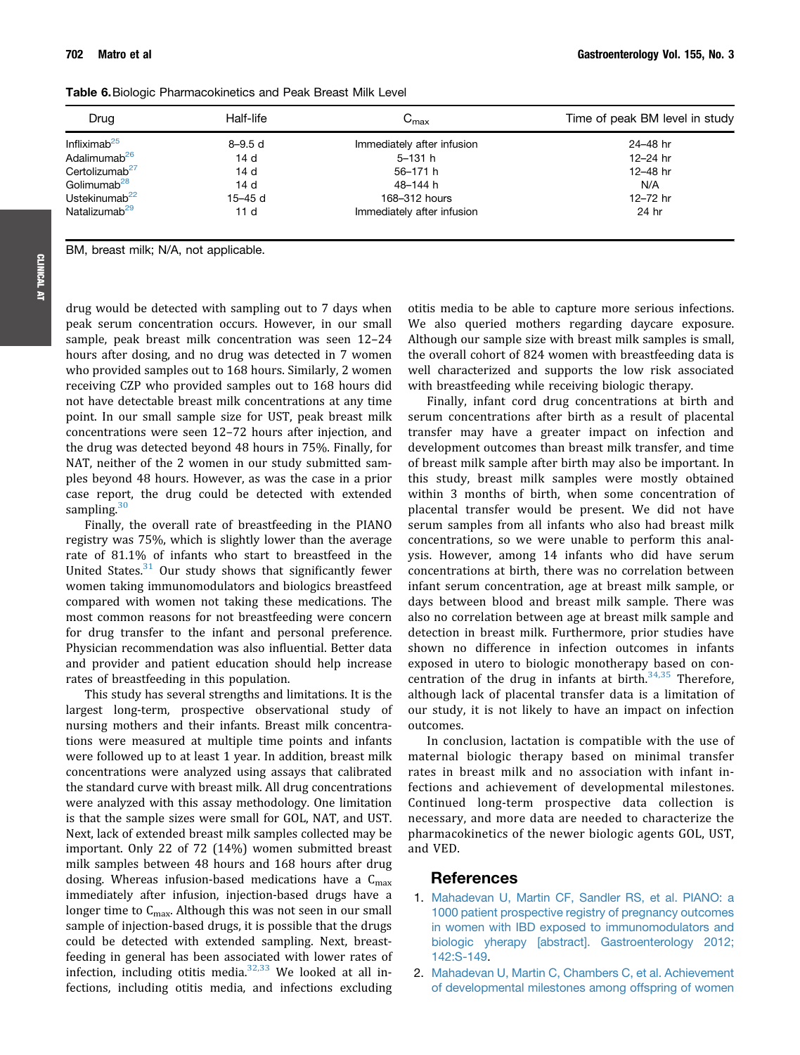**Table 6.** Biologic Pharmacokinetics and Peak Breast Milk Level

| Drug | Half-life | $C_{max}$ | Time of peak BM level in study |
|---|---|---|---|
| Infliximab[25] | 8–9.5 d | Immediately after infusion | 24–48 hr |
| Adalimumab[26] | 14 d | 5–131 h | 12–24 hr |
| Certolizumab[27] | 14 d | 56–171 h | 12–48 hr |
| Golimumab[28] | 14 d | 48–144 h | N/A |
| Ustekinumab[22] | 15–45 d | 168–312 hours | 12–72 hr |
| Natalizumab[29] | 11 d | Immediately after infusion | 24 hr |

BM, breast milk; N/A, not applicable.

drug would be detected with sampling out to 7 days when peak serum concentration occurs. However, in our small sample, peak breast milk concentration was seen 12–24 hours after dosing, and no drug was detected in 7 women who provided samples out to 168 hours. Similarly, 2 women receiving CZP who provided samples out to 168 hours did not have detectable breast milk concentrations at any time point. In our small sample size for UST, peak breast milk concentrations were seen 12–72 hours after injection, and the drug was detected beyond 48 hours in 75%. Finally, for NAT, neither of the 2 women in our study submitted samples beyond 48 hours. However, as was the case in a prior case report, the drug could be detected with extended sampling.[30]

Finally, the overall rate of breastfeeding in the PIANO registry was 75%, which is slightly lower than the average rate of 81.1% of infants who start to breastfeed in the United States.[31] Our study shows that significantly fewer women taking immunomodulators and biologics breastfeed compared with women not taking these medications. The most common reasons for not breastfeeding were concern for drug transfer to the infant and personal preference. Physician recommendation was also influential. Better data and provider and patient education should help increase rates of breastfeeding in this population.

This study has several strengths and limitations. It is the largest long-term, prospective observational study of nursing mothers and their infants. Breast milk concentrations were measured at multiple time points and infants were followed up to at least 1 year. In addition, breast milk concentrations were analyzed using assays that calibrated the standard curve with breast milk. All drug concentrations were analyzed with this assay methodology. One limitation is that the sample sizes were small for GOL, NAT, and UST. Next, lack of extended breast milk samples collected may be important. Only 22 of 72 (14%) women submitted breast milk samples between 48 hours and 168 hours after drug dosing. Whereas infusion-based medications have a $C_{max}$ immediately after infusion, injection-based drugs have a longer time to $C_{max}$. Although this was not seen in our small sample of injection-based drugs, it is possible that the drugs could be detected with extended sampling. Next, breastfeeding in general has been associated with lower rates of infection, including otitis media.[32,33] We looked at all infections, including otitis media, and infections excluding otitis media to be able to capture more serious infections. We also queried mothers regarding daycare exposure. Although our sample size with breast milk samples is small, the overall cohort of 824 women with breastfeeding data is well characterized and supports the low risk associated with breastfeeding while receiving biologic therapy.

Finally, infant cord drug concentrations at birth and serum concentrations after birth as a result of placental transfer may have a greater impact on infection and development outcomes than breast milk transfer, and time of breast milk sample after birth may also be important. In this study, breast milk samples were mostly obtained within 3 months of birth, when some concentration of placental transfer would be present. We did not have serum samples from all infants who also had breast milk concentrations, so we were unable to perform this analysis. However, among 14 infants who did have serum concentrations at birth, there was no correlation between infant serum concentration, age at breast milk sample, or days between blood and breast milk sample. There was also no correlation between age at breast milk sample and detection in breast milk. Furthermore, prior studies have shown no difference in infection outcomes in infants exposed in utero to biologic monotherapy based on concentration of the drug in infants at birth.[34,35] Therefore, although lack of placental transfer data is a limitation of our study, it is not likely to have an impact on infection outcomes.

In conclusion, lactation is compatible with the use of maternal biologic therapy based on minimal transfer rates in breast milk and no association with infant infections and achievement of developmental milestones. Continued long-term prospective data collection is necessary, and more data are needed to characterize the pharmacokinetics of the newer biologic agents GOL, UST, and VED.

## References

1. Mahadevan U, Martin CF, Sandler RS, et al. PIANO: a 1000 patient prospective registry of pregnancy outcomes in women with IBD exposed to immunomodulators and biologic yherapy [abstract]. Gastroenterology 2012; 142:S-149.
2. Mahadevan U, Martin C, Chambers C, et al. Achievement of developmental milestones among offspring of women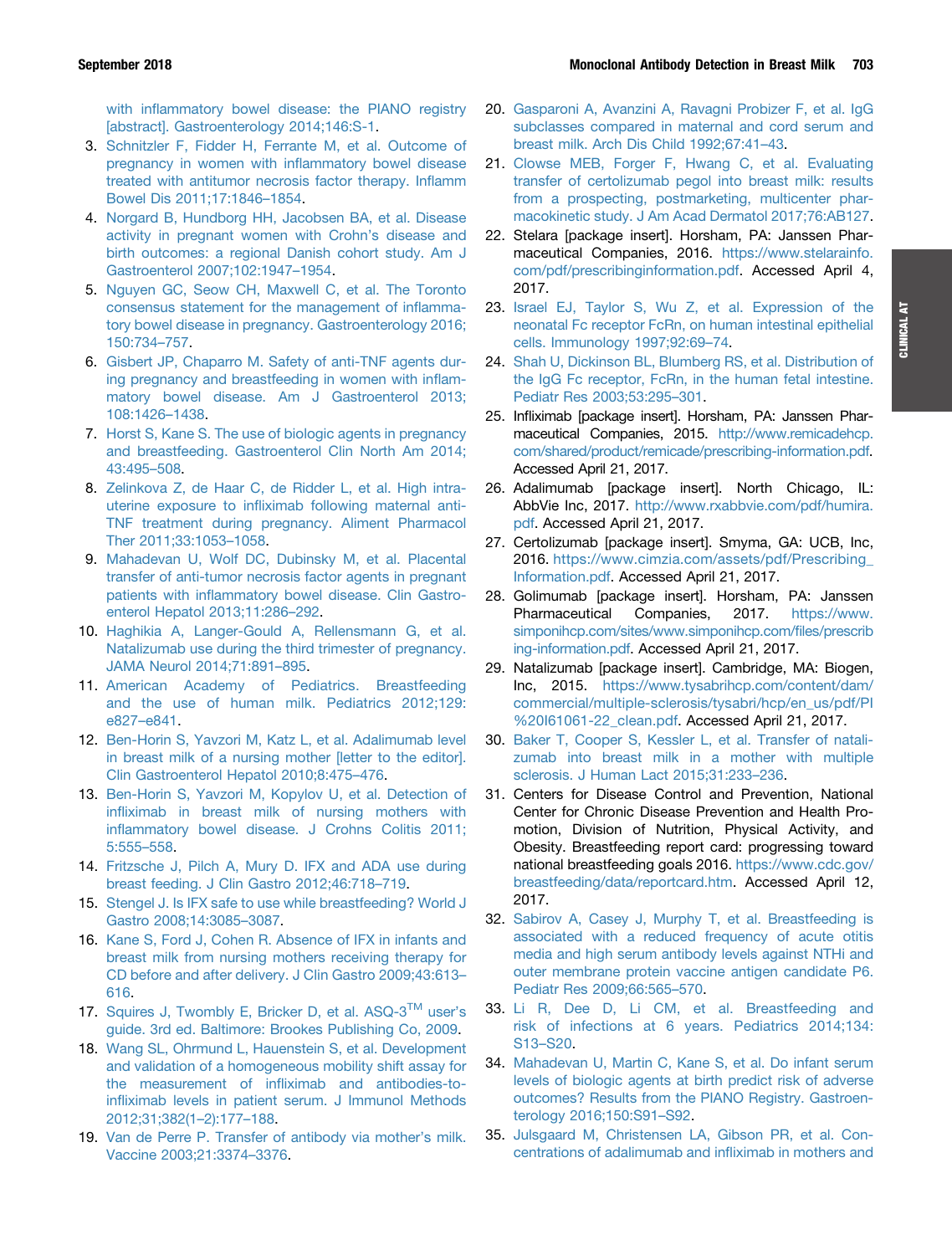with inflammatory bowel disease: the PIANO registry [abstract]. Gastroenterology 2014;146:S-1.

3. Schnitzler F, Fidder H, Ferrante M, et al. Outcome of pregnancy in women with inflammatory bowel disease treated with antitumor necrosis factor therapy. Inflamm Bowel Dis 2011;17:1846–1854.
4. Norgard B, Hundborg HH, Jacobsen BA, et al. Disease activity in pregnant women with Crohn's disease and birth outcomes: a regional Danish cohort study. Am J Gastroenterol 2007;102:1947–1954.
5. Nguyen GC, Seow CH, Maxwell C, et al. The Toronto consensus statement for the management of inflammatory bowel disease in pregnancy. Gastroenterology 2016; 150:734–757.
6. Gisbert JP, Chaparro M. Safety of anti-TNF agents during pregnancy and breastfeeding in women with inflammatory bowel disease. Am J Gastroenterol 2013; 108:1426–1438.
7. Horst S, Kane S. The use of biologic agents in pregnancy and breastfeeding. Gastroenterol Clin North Am 2014; 43:495–508.
8. Zelinkova Z, de Haar C, de Ridder L, et al. High intra-uterine exposure to infliximab following maternal anti-TNF treatment during pregnancy. Aliment Pharmacol Ther 2011;33:1053–1058.
9. Mahadevan U, Wolf DC, Dubinsky M, et al. Placental transfer of anti-tumor necrosis factor agents in pregnant patients with inflammatory bowel disease. Clin Gastroenterol Hepatol 2013;11:286–292.
10. Haghikia A, Langer-Gould A, Rellensmann G, et al. Natalizumab use during the third trimester of pregnancy. JAMA Neurol 2014;71:891–895.
11. American Academy of Pediatrics. Breastfeeding and the use of human milk. Pediatrics 2012;129: e827–e841.
12. Ben-Horin S, Yavzori M, Katz L, et al. Adalimumab level in breast milk of a nursing mother [letter to the editor]. Clin Gastroenterol Hepatol 2010;8:475–476.
13. Ben-Horin S, Yavzori M, Kopylov U, et al. Detection of infliximab in breast milk of nursing mothers with inflammatory bowel disease. J Crohns Colitis 2011; 5:555–558.
14. Fritzsche J, Pilch A, Mury D. IFX and ADA use during breast feeding. J Clin Gastro 2012;46:718–719.
15. Stengel J. Is IFX safe to use while breastfeeding? World J Gastro 2008;14:3085–3087.
16. Kane S, Ford J, Cohen R. Absence of IFX in infants and breast milk from nursing mothers receiving therapy for CD before and after delivery. J Clin Gastro 2009;43:613–616.
17. Squires J, Twombly E, Bricker D, et al. ASQ-3™ user's guide. 3rd ed. Baltimore: Brookes Publishing Co, 2009.
18. Wang SL, Ohrmund L, Hauenstein S, et al. Development and validation of a homogeneous mobility shift assay for the measurement of infliximab and antibodies-to-infliximab levels in patient serum. J Immunol Methods 2012;31;382(1–2):177–188.
19. Van de Perre P. Transfer of antibody via mother's milk. Vaccine 2003;21:3374–3376.
20. Gasparoni A, Avanzini A, Ravagni Probizer F, et al. IgG subclasses compared in maternal and cord serum and breast milk. Arch Dis Child 1992;67:41–43.
21. Clowse MEB, Forger F, Hwang C, et al. Evaluating transfer of certolizumab pegol into breast milk: results from a prospecting, postmarketing, multicenter pharmacokinetic study. J Am Acad Dermatol 2017;76:AB127.
22. Stelara [package insert]. Horsham, PA: Janssen Pharmaceutical Companies, 2016. https://www.stelarainfo.com/pdf/prescribinginformation.pdf. Accessed April 4, 2017.
23. Israel EJ, Taylor S, Wu Z, et al. Expression of the neonatal Fc receptor FcRn, on human intestinal epithelial cells. Immunology 1997;92:69–74.
24. Shah U, Dickinson BL, Blumberg RS, et al. Distribution of the IgG Fc receptor, FcRn, in the human fetal intestine. Pediatr Res 2003;53:295–301.
25. Infliximab [package insert]. Horsham, PA: Janssen Pharmaceutical Companies, 2015. http://www.remicadehcp.com/shared/product/remicade/prescribing-information.pdf. Accessed April 21, 2017.
26. Adalimumab [package insert]. North Chicago, IL: AbbVie Inc, 2017. http://www.rxabbvie.com/pdf/humira.pdf. Accessed April 21, 2017.
27. Certolizumab [package insert]. Smyma, GA: UCB, Inc, 2016. https://www.cimzia.com/assets/pdf/Prescribing_Information.pdf. Accessed April 21, 2017.
28. Golimumab [package insert]. Horsham, PA: Janssen Pharmaceutical Companies, 2017. https://www.simponihcp.com/sites/www.simponihcp.com/files/prescribing-information.pdf. Accessed April 21, 2017.
29. Natalizumab [package insert]. Cambridge, MA: Biogen, Inc, 2015. https://www.tysabrihcp.com/content/dam/commercial/multiple-sclerosis/tysabri/hcp/en_us/pdf/PI%20I61061-22_clean.pdf. Accessed April 21, 2017.
30. Baker T, Cooper S, Kessler L, et al. Transfer of natalizumab into breast milk in a mother with multiple sclerosis. J Human Lact 2015;31:233–236.
31. Centers for Disease Control and Prevention, National Center for Chronic Disease Prevention and Health Promotion, Division of Nutrition, Physical Activity, and Obesity. Breastfeeding report card: progressing toward national breastfeeding goals 2016. https://www.cdc.gov/breastfeeding/data/reportcard.htm. Accessed April 12, 2017.
32. Sabirov A, Casey J, Murphy T, et al. Breastfeeding is associated with a reduced frequency of acute otitis media and high serum antibody levels against NTHi and outer membrane protein vaccine antigen candidate P6. Pediatr Res 2009;66:565–570.
33. Li R, Dee D, Li CM, et al. Breastfeeding and risk of infections at 6 years. Pediatrics 2014;134: S13–S20.
34. Mahadevan U, Martin C, Kane S, et al. Do infant serum levels of biologic agents at birth predict risk of adverse outcomes? Results from the PIANO Registry. Gastroenterology 2016;150:S91–S92.
35. Julsgaard M, Christensen LA, Gibson PR, et al. Concentrations of adalimumab and infliximab in mothers and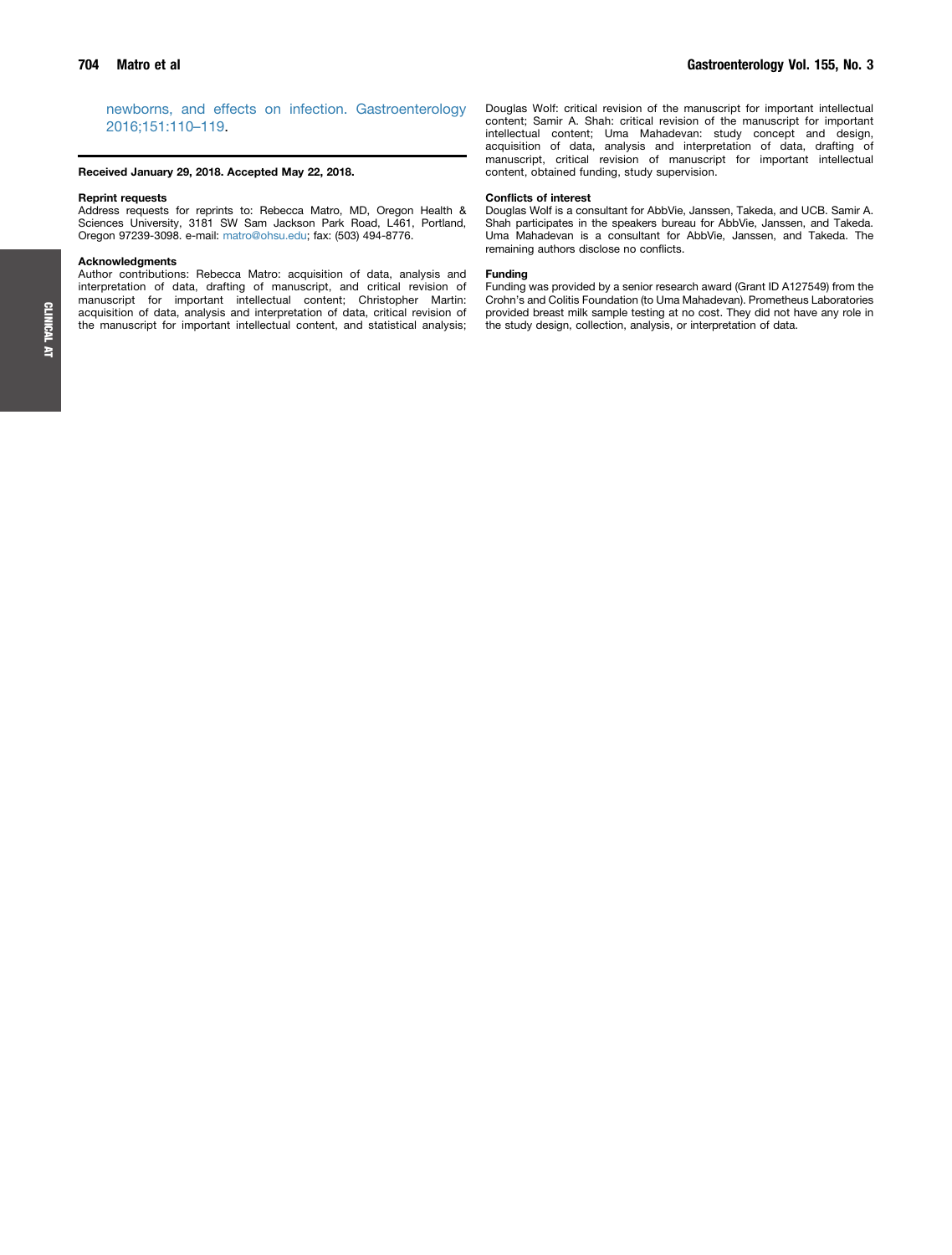newborns, and effects on infection. Gastroenterology 2016;151:110–119.

**Received January 29, 2018. Accepted May 22, 2018.**

#### Reprint requests

Address requests for reprints to: Rebecca Matro, MD, Oregon Health & Sciences University, 3181 SW Sam Jackson Park Road, L461, Portland, Oregon 97239-3098. e-mail: matro@ohsu.edu; fax: (503) 494-8776.

#### Acknowledgments

Author contributions: Rebecca Matro: acquisition of data, analysis and interpretation of data, drafting of manuscript, and critical revision of manuscript for important intellectual content; Christopher Martin: acquisition of data, analysis and interpretation of data, critical revision of the manuscript for important intellectual content, and statistical analysis; Douglas Wolf: critical revision of the manuscript for important intellectual content; Samir A. Shah: critical revision of the manuscript for important intellectual content; Uma Mahadevan: study concept and design, acquisition of data, analysis and interpretation of data, drafting of manuscript, critical revision of manuscript for important intellectual content, obtained funding, study supervision.

#### Conflicts of interest

Douglas Wolf is a consultant for AbbVie, Janssen, Takeda, and UCB. Samir A. Shah participates in the speakers bureau for AbbVie, Janssen, and Takeda. Uma Mahadevan is a consultant for AbbVie, Janssen, and Takeda. The remaining authors disclose no conflicts.

#### Funding

Funding was provided by a senior research award (Grant ID A127549) from the Crohn's and Colitis Foundation (to Uma Mahadevan). Prometheus Laboratories provided breast milk sample testing at no cost. They did not have any role in the study design, collection, analysis, or interpretation of data.